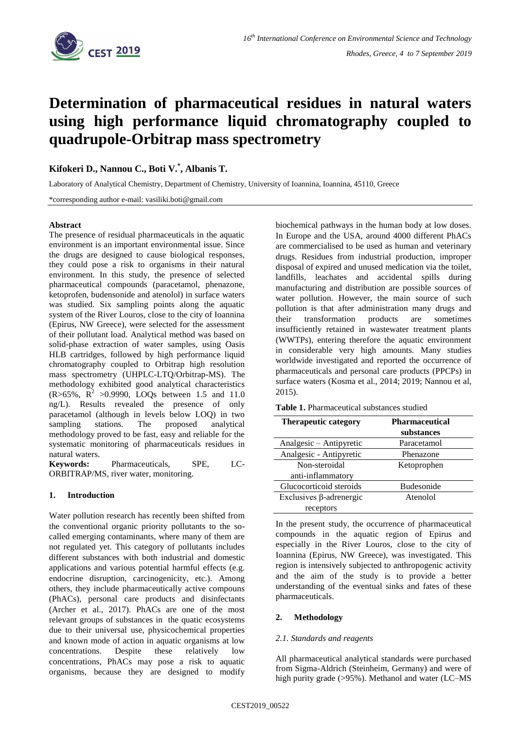# Determination of pharmaceutical residues in natural waters using high performance liquid chromatography coupled to quadrupole-Orbitrap mass spectrometry

**Kifokeri D., Nannou C., Boti V.[*], Albanis T.**

Laboratory of Analytical Chemistry, Department of Chemistry, University of Ioannina, Ioannina, 45110, Greece

*corresponding author e-mail: vasiliki.boti@gmail.com

**Abstract**

The presence of residual pharmaceuticals in the aquatic environment is an important environmental issue. Since the drugs are designed to cause biological responses, they could pose a risk to organisms in their natural environment. In this study, the presence of selected pharmaceutical compounds (paracetamol, phenazone, ketoprofen, budensonide and atenolol) in surface waters was studied. Six sampling points along the aquatic system of the River Louros, close to the city of Ioannina (Epirus, NW Greece), were selected for the assessment of their pollutant load. Analytical method was based on solid-phase extraction of water samples, using Oasis HLB cartridges, followed by high performance liquid chromatography coupled to Orbitrap high resolution mass spectrometry (UHPLC-LTQ/Orbitrap-MS). The methodology exhibited good analytical characteristics (R>65%, $R^2$ >0.9990, LOQs between 1.5 and 11.0 ng/L). Results revealed the presence of only paracetamol (although in levels below LOQ) in two sampling stations. The proposed analytical methodology proved to be fast, easy and reliable for the systematic monitoring of pharmaceuticals residues in natural waters.

**Keywords:** Pharmaceuticals, SPE, LC-ORBITRAP/MS, river water, monitoring.

## 1. Introduction

Water pollution research has recently been shifted from the conventional organic priority pollutants to the so-called emerging contaminants, where many of them are not regulated yet. This category of pollutants includes different substances with both industrial and domestic applications and various potential harmful effects (e.g. endocrine disruption, carcinogenicity, etc.). Among others, they include pharmaceutically active compouns (PhACs), personal care products and disinfectants (Archer et al., 2017). PhACs are one of the most relevant groups of substances in the quatic ecosystems due to their universal use, physicochemical properties and known mode of action in aquatic organisms at low concentrations. Despite these relatively low concentrations, PhACs may pose a risk to aquatic organisms, because they are designed to modify biochemical pathways in the human body at low doses. In Europe and the USA, around 4000 different PhACs are commercialised to be used as human and veterinary drugs. Residues from industrial production, improper disposal of expired and unused medication via the toilet, landfills, leachates and accidental spills during manufacturing and distribution are possible sources of water pollution. However, the main source of such pollution is that after administration many drugs and their transformation products are sometimes insufficiently retained in wastewater treatment plants (WWTPs), entering therefore the aquatic environment in considerable very high amounts. Many studies worldwide investigated and reported the occurrence of pharmaceuticals and personal care products (PPCPs) in surface waters (Kosma et al., 2014; 2019; Nannou et al, 2015).

**Table 1.** Pharmaceutical substances studied

| Therapeutic category | Pharmaceutical substances |
|---|---|
| Analgesic – Antipyretic | Paracetamol |
| Analgesic - Antipyretic | Phenazone |
| Non-steroidal anti-inflammatory | Ketoprophen |
| Glucocorticoid steroids | Budesonide |
| Exclusives β-adrenergic receptors | Atenolol |

In the present study, the occurrence of pharmaceutical compounds in the aquatic region of Epirus and especially in the River Louros, close to the city of Ioannina (Epirus, NW Greece), was investigated. This region is intensively subjected to anthropogenic activity and the aim of the study is to provide a better understanding of the eventual sinks and fates of these pharmaceuticals.

## 2. Methodology

### *2.1. Standards and reagents*

All pharmaceutical analytical standards were purchased from Sigma-Aldrich (Steinheim, Germany) and were of high purity grade (>95%). Methanol and water (LC–MS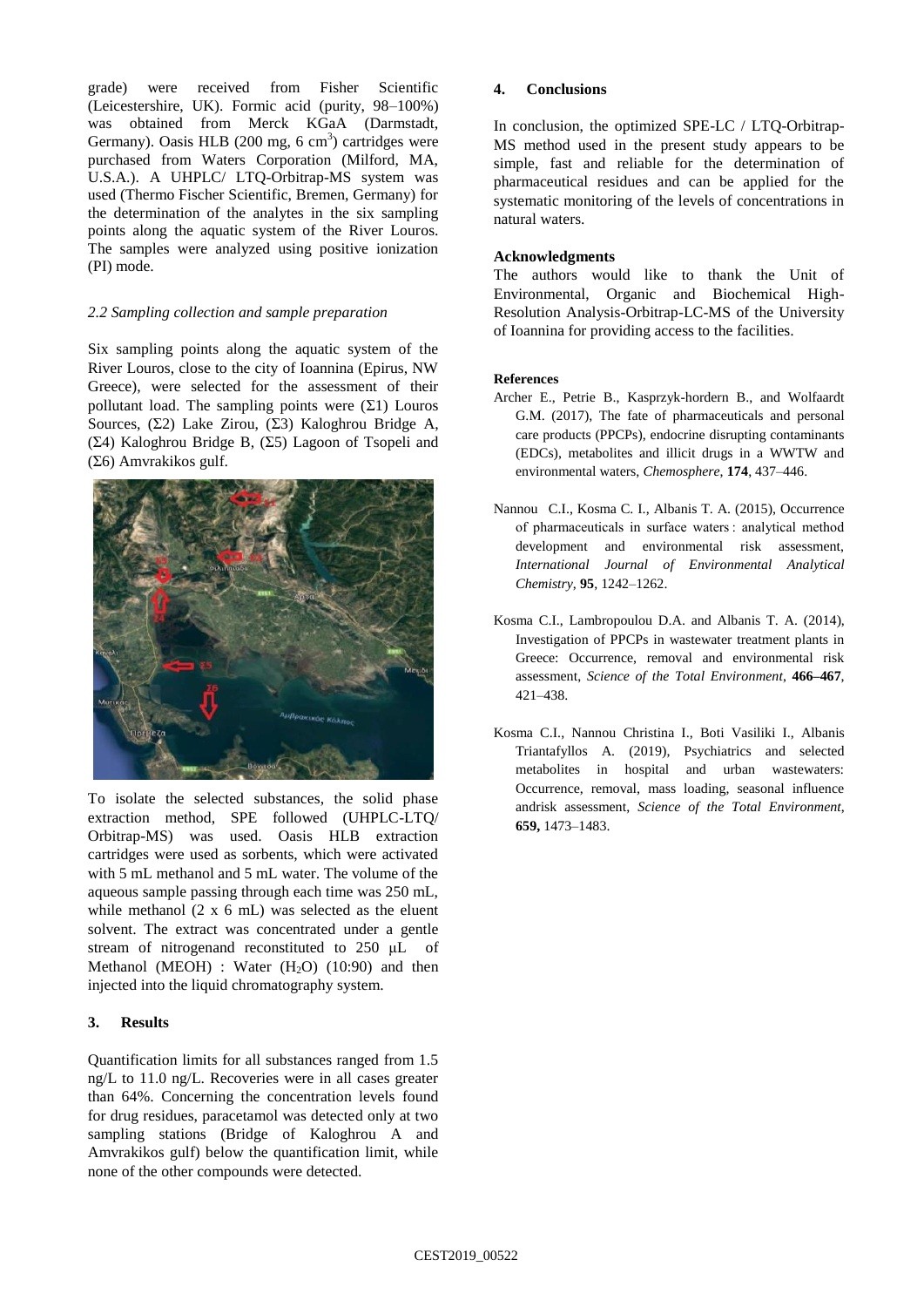grade) were received from Fisher Scientific (Leicestershire, UK). Formic acid (purity, 98–100%) was obtained from Merck KGaA (Darmstadt, Germany). Oasis HLB (200 mg, 6 $cm^3$) cartridges were purchased from Waters Corporation (Milford, MA, U.S.A.). A UHPLC/ LTQ-Orbitrap-MS system was used (Thermo Fischer Scientific, Bremen, Germany) for the determination of the analytes in the six sampling points along the aquatic system of the River Louros. The samples were analyzed using positive ionization (PI) mode.

### *2.2 Sampling collection and sample preparation*

Six sampling points along the aquatic system of the River Louros, close to the city of Ioannina (Epirus, NW Greece), were selected for the assessment of their pollutant load. The sampling points were (Σ1) Louros Sources, (Σ2) Lake Zirou, (Σ3) Kaloghrou Bridge A, (Σ4) Kaloghrou Bridge B, (Σ5) Lagoon of Tsopeli and (Σ6) Amvrakikos gulf.

To isolate the selected substances, the solid phase extraction method, SPE followed (UHPLC-LTQ/ Orbitrap-MS) was used. Oasis HLB extraction cartridges were used as sorbents, which were activated with 5 mL methanol and 5 mL water. The volume of the aqueous sample passing through each time was 250 mL, while methanol (2 x 6 mL) was selected as the eluent solvent. The extract was concentrated under a gentle stream of nitrogenand reconstituted to 250 μL of Methanol (MEOH) : Water ($H_2O$) (10:90) and then injected into the liquid chromatography system.

## 3. Results

Quantification limits for all substances ranged from 1.5 ng/L to 11.0 ng/L. Recoveries were in all cases greater than 64%. Concerning the concentration levels found for drug residues, paracetamol was detected only at two sampling stations (Bridge of Kaloghrou A and Amvrakikos gulf) below the quantification limit, while none of the other compounds were detected.

## 4. Conclusions

In conclusion, the optimized SPE-LC / LTQ-Orbitrap-MS method used in the present study appears to be simple, fast and reliable for the determination of pharmaceutical residues and can be applied for the systematic monitoring of the levels of concentrations in natural waters.

### Acknowledgments

The authors would like to thank the Unit of Environmental, Organic and Biochemical High-Resolution Analysis-Orbitrap-LC-MS of the University of Ioannina for providing access to the facilities.

### References

Archer E., Petrie B., Kasprzyk-hordern B., and Wolfaardt G.M. (2017), The fate of pharmaceuticals and personal care products (PPCPs), endocrine disrupting contaminants (EDCs), metabolites and illicit drugs in a WWTW and environmental waters, *Chemosphere*, **174**, 437–446.

Nannou C.I., Kosma C. I., Albanis T. A. (2015), Occurrence of pharmaceuticals in surface waters : analytical method development and environmental risk assessment, *International Journal of Environmental Analytical Chemistry*, **95**, 1242–1262.

Kosma C.I., Lambropoulou D.A. and Albanis T. A. (2014), Investigation of PPCPs in wastewater treatment plants in Greece: Occurrence, removal and environmental risk assessment, *Science of the Total Environment*, **466–467**, 421–438.

Kosma C.I., Nannou Christina I., Boti Vasiliki I., Albanis Triantafyllos A. (2019), Psychiatrics and selected metabolites in hospital and urban wastewaters: Occurrence, removal, mass loading, seasonal influence andrisk assessment, *Science of the Total Environment*, **659,** 1473–1483.